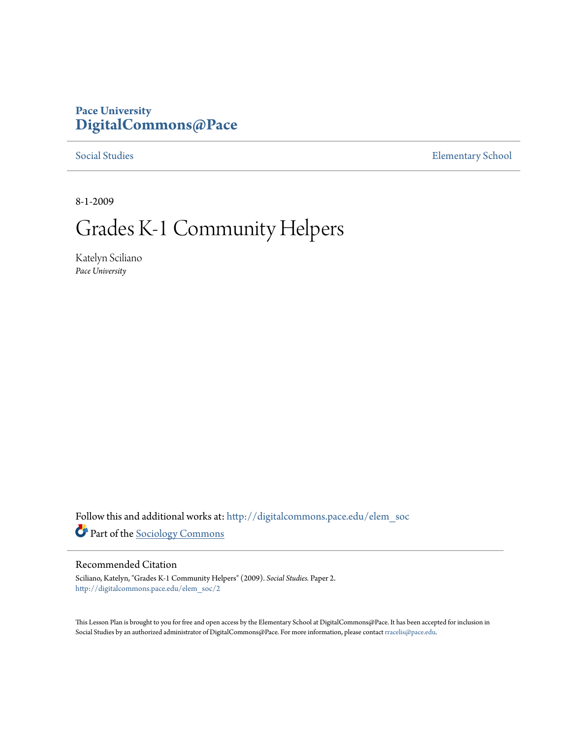**Pace University**
**DigitalCommons@Pace**

Social Studies | Elementary School

8-1-2009

# Grades K-1 Community Helpers

Katelyn Sciliano
*Pace University*

Follow this and additional works at: http://digitalcommons.pace.edu/elem_soc

Part of the Sociology Commons

## Recommended Citation

Sciliano, Katelyn, "Grades K-1 Community Helpers" (2009). *Social Studies.* Paper 2.
http://digitalcommons.pace.edu/elem_soc/2

This Lesson Plan is brought to you for free and open access by the Elementary School at DigitalCommons@Pace. It has been accepted for inclusion in Social Studies by an authorized administrator of DigitalCommons@Pace. For more information, please contact rracelis@pace.edu.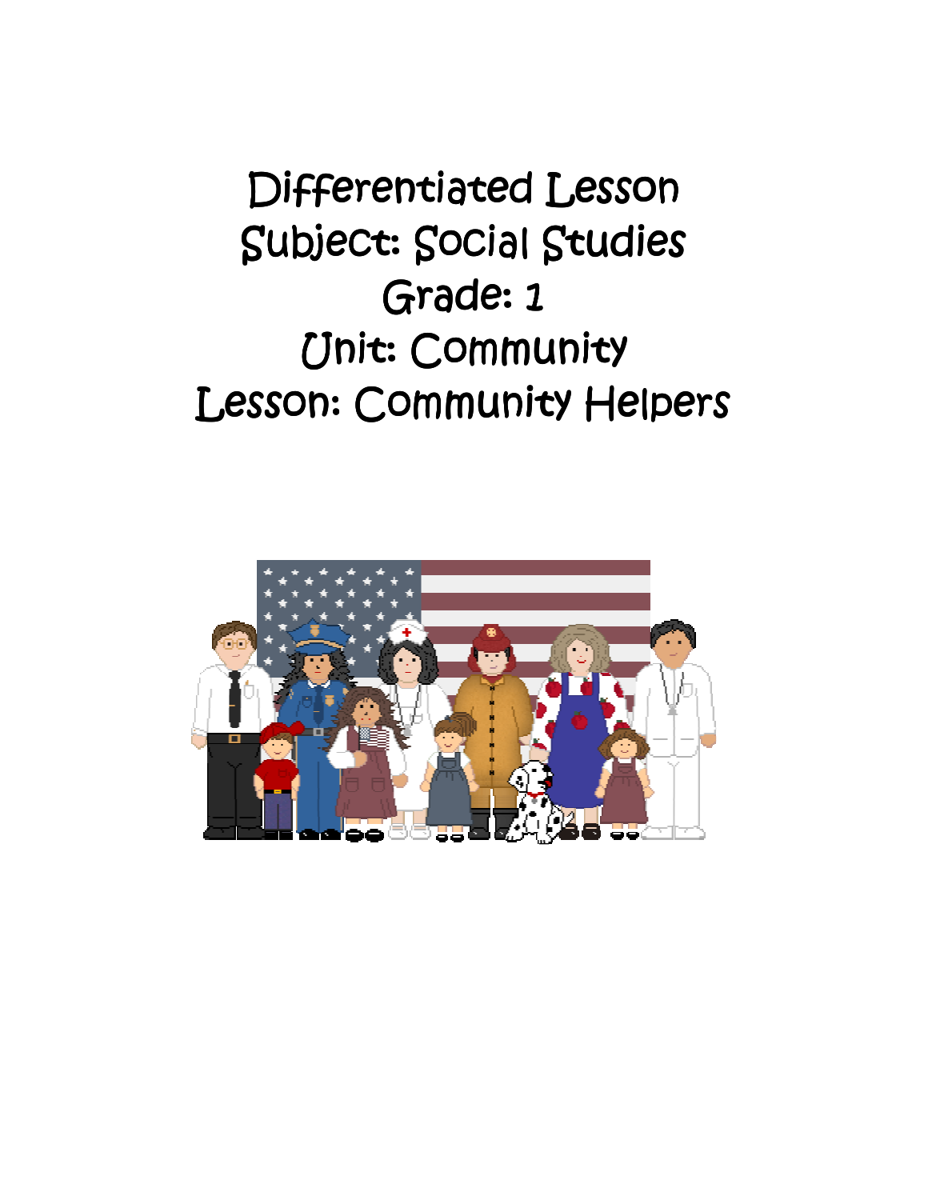# Differentiated Lesson

Subject: Social Studies

Grade: 1

Unit: Community

Lesson: Community Helpers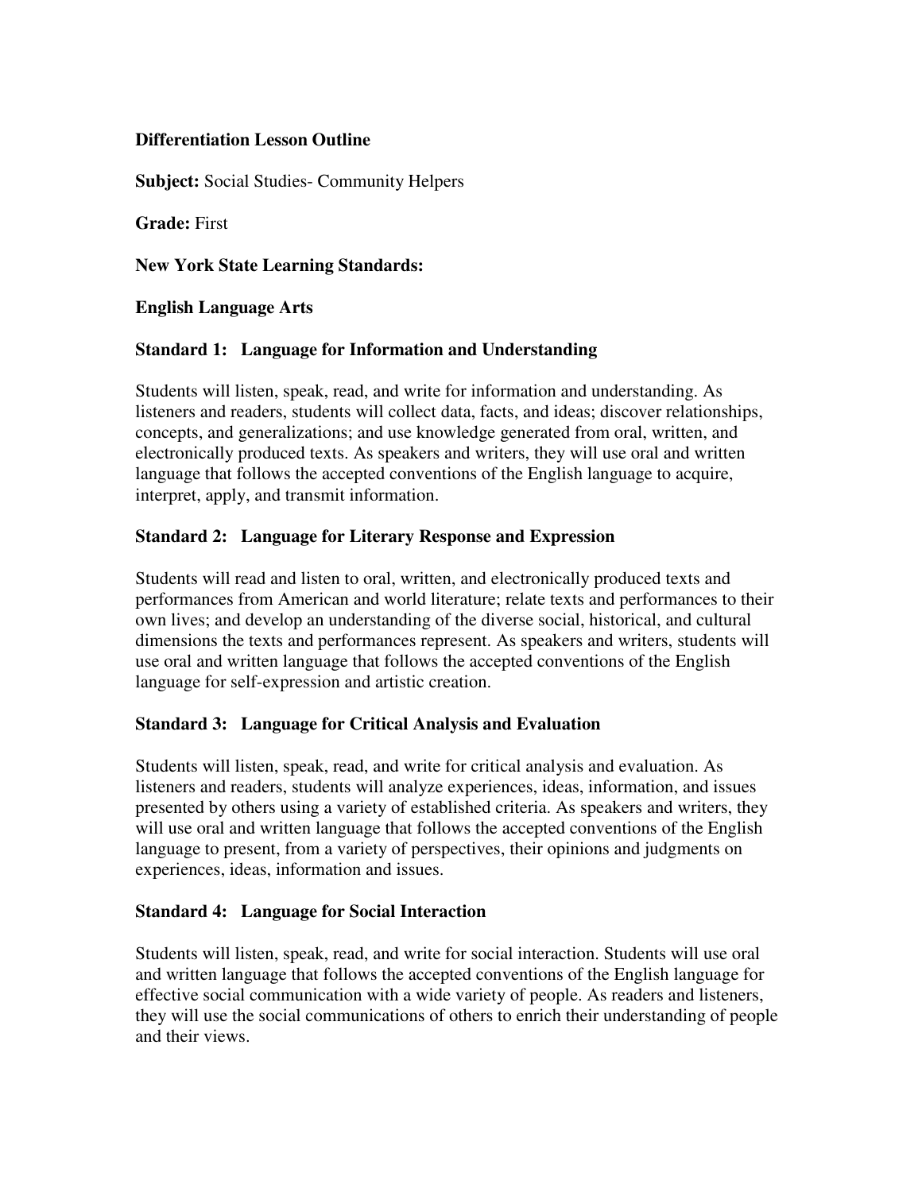**Differentiation Lesson Outline**

**Subject:** Social Studies- Community Helpers

**Grade:** First

**New York State Learning Standards:**

**English Language Arts**

**Standard 1: Language for Information and Understanding**

Students will listen, speak, read, and write for information and understanding. As listeners and readers, students will collect data, facts, and ideas; discover relationships, concepts, and generalizations; and use knowledge generated from oral, written, and electronically produced texts. As speakers and writers, they will use oral and written language that follows the accepted conventions of the English language to acquire, interpret, apply, and transmit information.

**Standard 2: Language for Literary Response and Expression**

Students will read and listen to oral, written, and electronically produced texts and performances from American and world literature; relate texts and performances to their own lives; and develop an understanding of the diverse social, historical, and cultural dimensions the texts and performances represent. As speakers and writers, students will use oral and written language that follows the accepted conventions of the English language for self-expression and artistic creation.

**Standard 3: Language for Critical Analysis and Evaluation**

Students will listen, speak, read, and write for critical analysis and evaluation. As listeners and readers, students will analyze experiences, ideas, information, and issues presented by others using a variety of established criteria. As speakers and writers, they will use oral and written language that follows the accepted conventions of the English language to present, from a variety of perspectives, their opinions and judgments on experiences, ideas, information and issues.

**Standard 4: Language for Social Interaction**

Students will listen, speak, read, and write for social interaction. Students will use oral and written language that follows the accepted conventions of the English language for effective social communication with a wide variety of people. As readers and listeners, they will use the social communications of others to enrich their understanding of people and their views.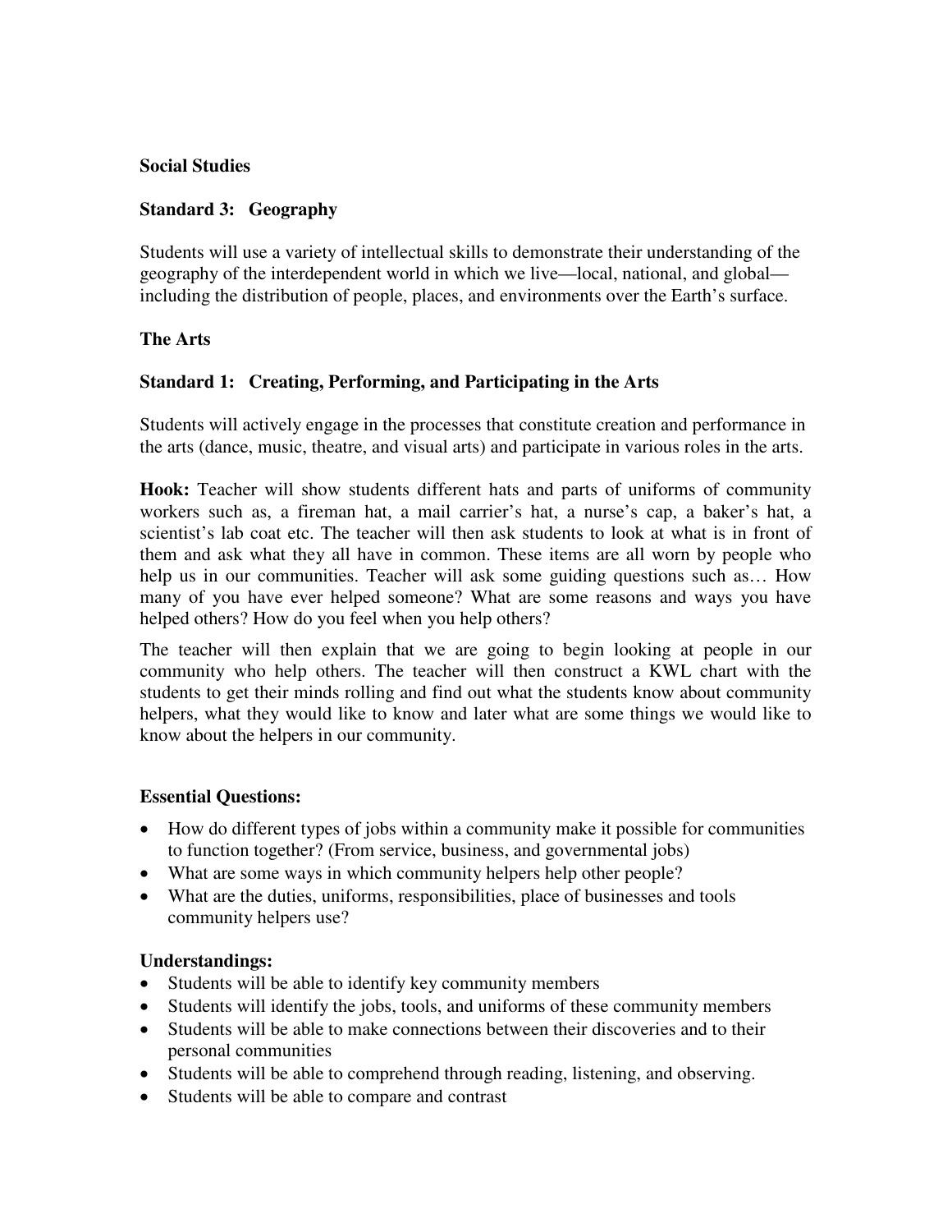**Social Studies**

**Standard 3: Geography**

Students will use a variety of intellectual skills to demonstrate their understanding of the geography of the interdependent world in which we live—local, national, and global—including the distribution of people, places, and environments over the Earth's surface.

**The Arts**

**Standard 1: Creating, Performing, and Participating in the Arts**

Students will actively engage in the processes that constitute creation and performance in the arts (dance, music, theatre, and visual arts) and participate in various roles in the arts.

**Hook:** Teacher will show students different hats and parts of uniforms of community workers such as, a fireman hat, a mail carrier's hat, a nurse's cap, a baker's hat, a scientist's lab coat etc. The teacher will then ask students to look at what is in front of them and ask what they all have in common. These items are all worn by people who help us in our communities. Teacher will ask some guiding questions such as… How many of you have ever helped someone? What are some reasons and ways you have helped others? How do you feel when you help others?

The teacher will then explain that we are going to begin looking at people in our community who help others. The teacher will then construct a KWL chart with the students to get their minds rolling and find out what the students know about community helpers, what they would like to know and later what are some things we would like to know about the helpers in our community.

**Essential Questions:**

- How do different types of jobs within a community make it possible for communities to function together? (From service, business, and governmental jobs)
- What are some ways in which community helpers help other people?
- What are the duties, uniforms, responsibilities, place of businesses and tools community helpers use?

**Understandings:**

- Students will be able to identify key community members
- Students will identify the jobs, tools, and uniforms of these community members
- Students will be able to make connections between their discoveries and to their personal communities
- Students will be able to comprehend through reading, listening, and observing.
- Students will be able to compare and contrast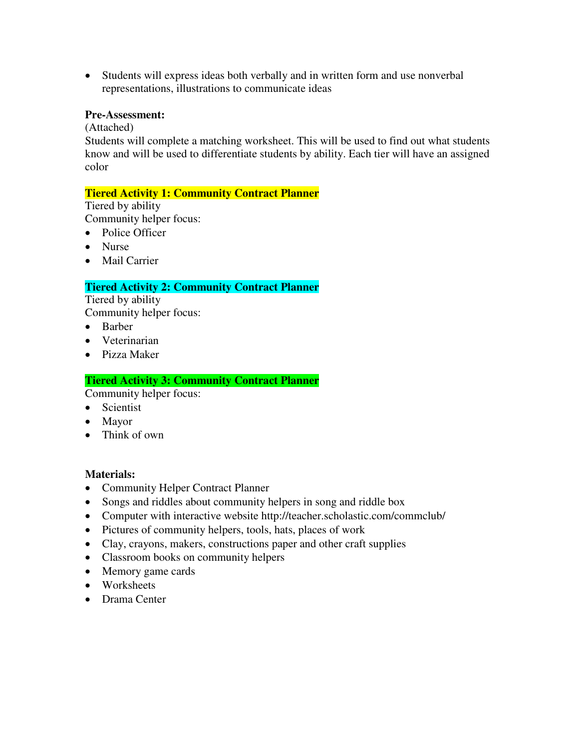- Students will express ideas both verbally and in written form and use nonverbal representations, illustrations to communicate ideas

**Pre-Assessment:**
(Attached)
Students will complete a matching worksheet. This will be used to find out what students know and will be used to differentiate students by ability. Each tier will have an assigned color

**Tiered Activity 1: Community Contract Planner**
Tiered by ability
Community helper focus:
- Police Officer
- Nurse
- Mail Carrier

**Tiered Activity 2: Community Contract Planner**
Tiered by ability
Community helper focus:
- Barber
- Veterinarian
- Pizza Maker

**Tiered Activity 3: Community Contract Planner**
Community helper focus:
- Scientist
- Mayor
- Think of own

**Materials:**
- Community Helper Contract Planner
- Songs and riddles about community helpers in song and riddle box
- Computer with interactive website http://teacher.scholastic.com/commclub/
- Pictures of community helpers, tools, hats, places of work
- Clay, crayons, makers, constructions paper and other craft supplies
- Classroom books on community helpers
- Memory game cards
- Worksheets
- Drama Center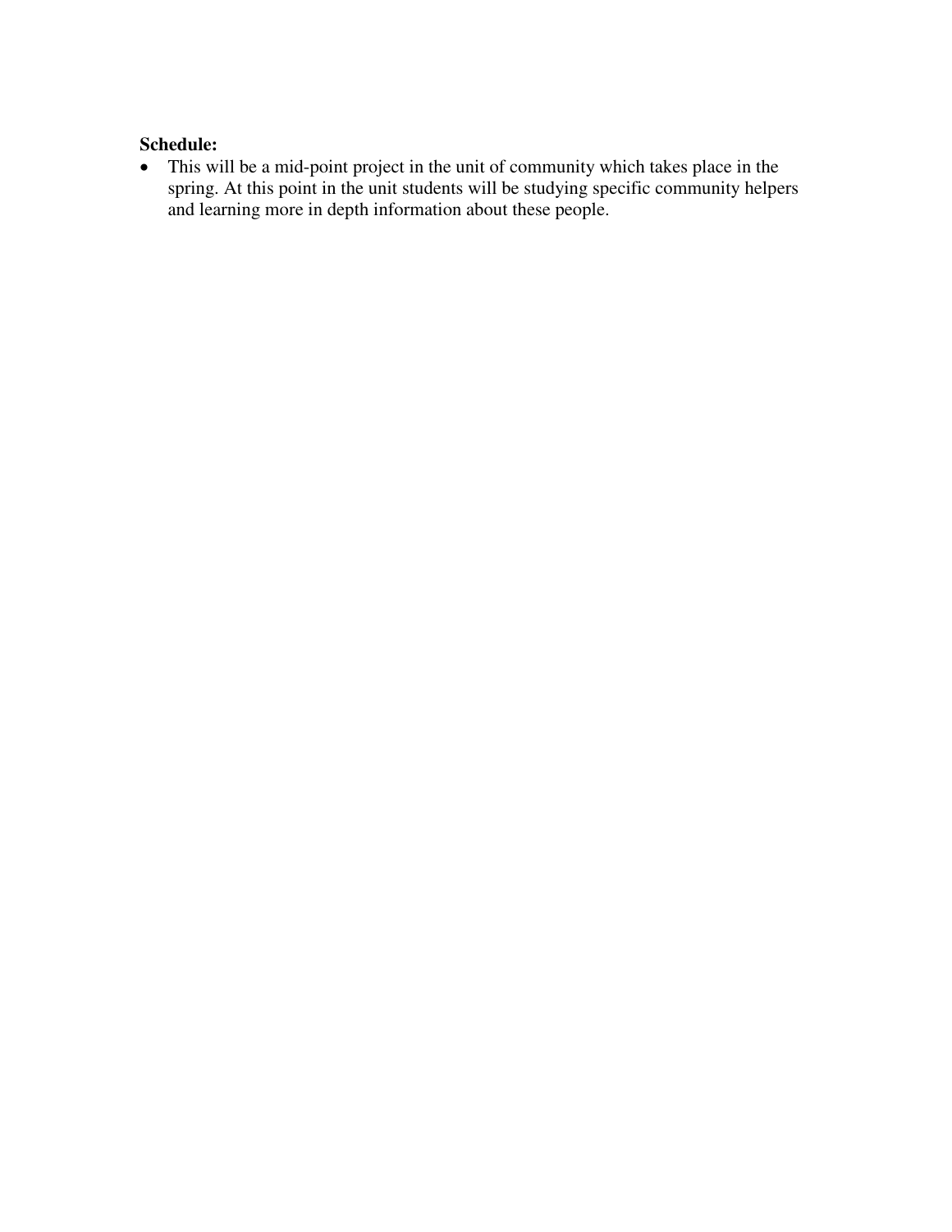**Schedule:**

- This will be a mid-point project in the unit of community which takes place in the spring. At this point in the unit students will be studying specific community helpers and learning more in depth information about these people.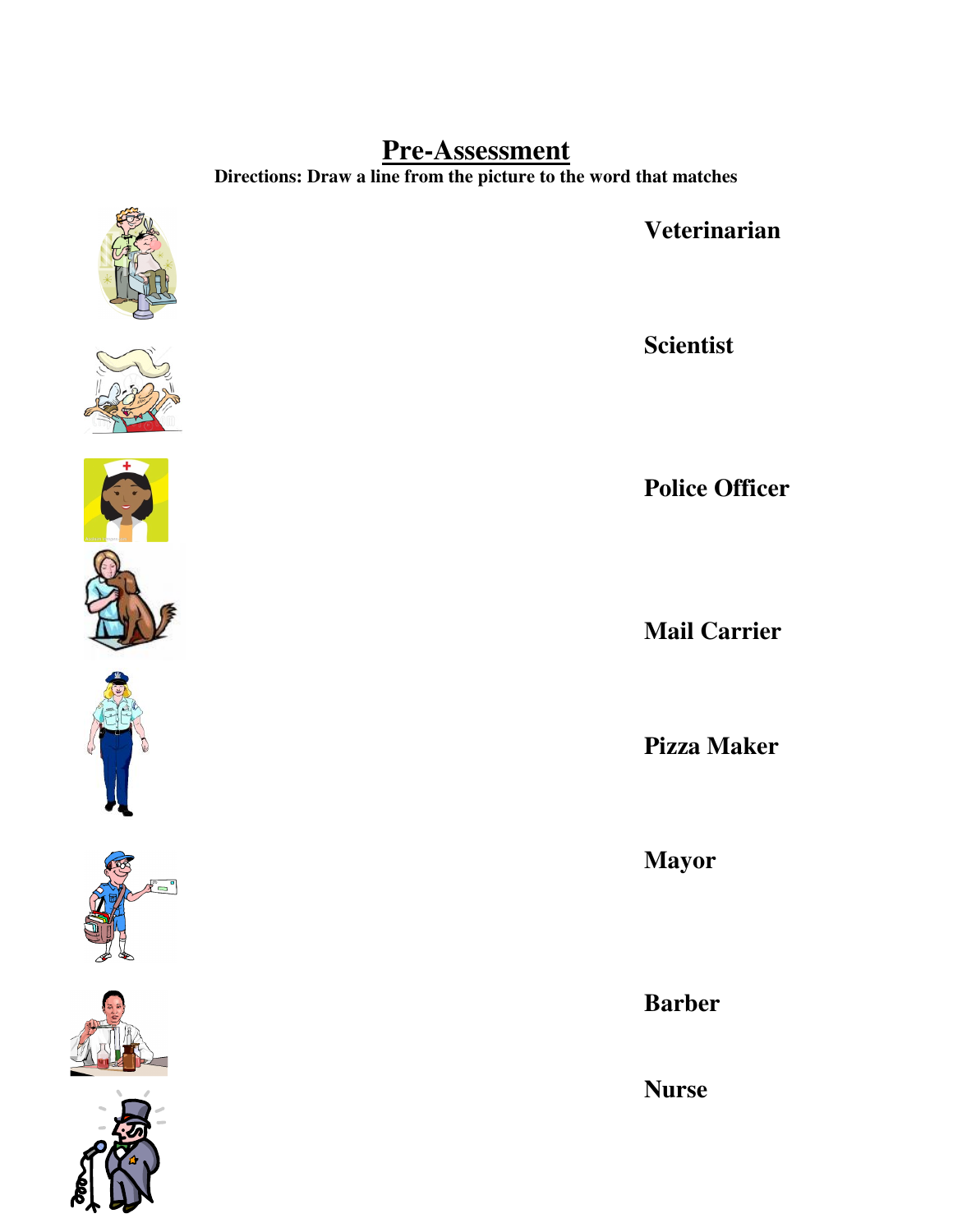# Pre-Assessment

**Directions: Draw a line from the picture to the word that matches**

**Veterinarian**

**Scientist**

**Police Officer**

**Mail Carrier**

**Pizza Maker**

**Mayor**

**Barber**

**Nurse**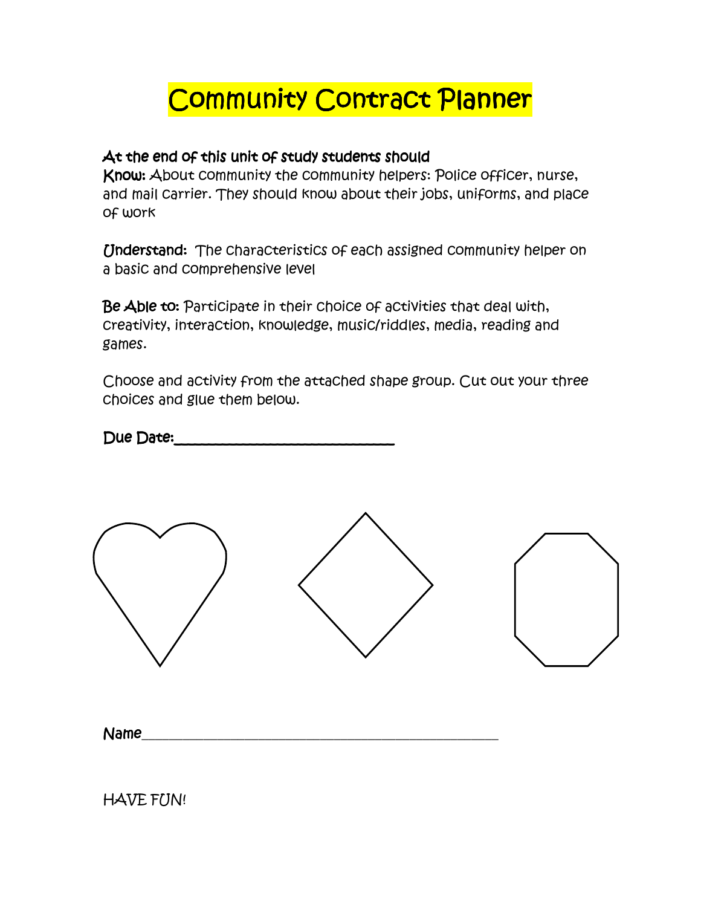# Community Contract Planner

**At the end of this unit of study students should**

**Know:** About community the community helpers: Police officer, nurse, and mail carrier. They should know about their jobs, uniforms, and place of work

**Understand:** The characteristics of each assigned community helper on a basic and comprehensive level

**Be Able to:** Participate in their choice of activities that deal with, creativity, interaction, knowledge, music/riddles, media, reading and games.

Choose and activity from the attached shape group. Cut out your three choices and glue them below.

**Due Date:**_______________________________

**Name**_______________________________________________________

HAVE FUN!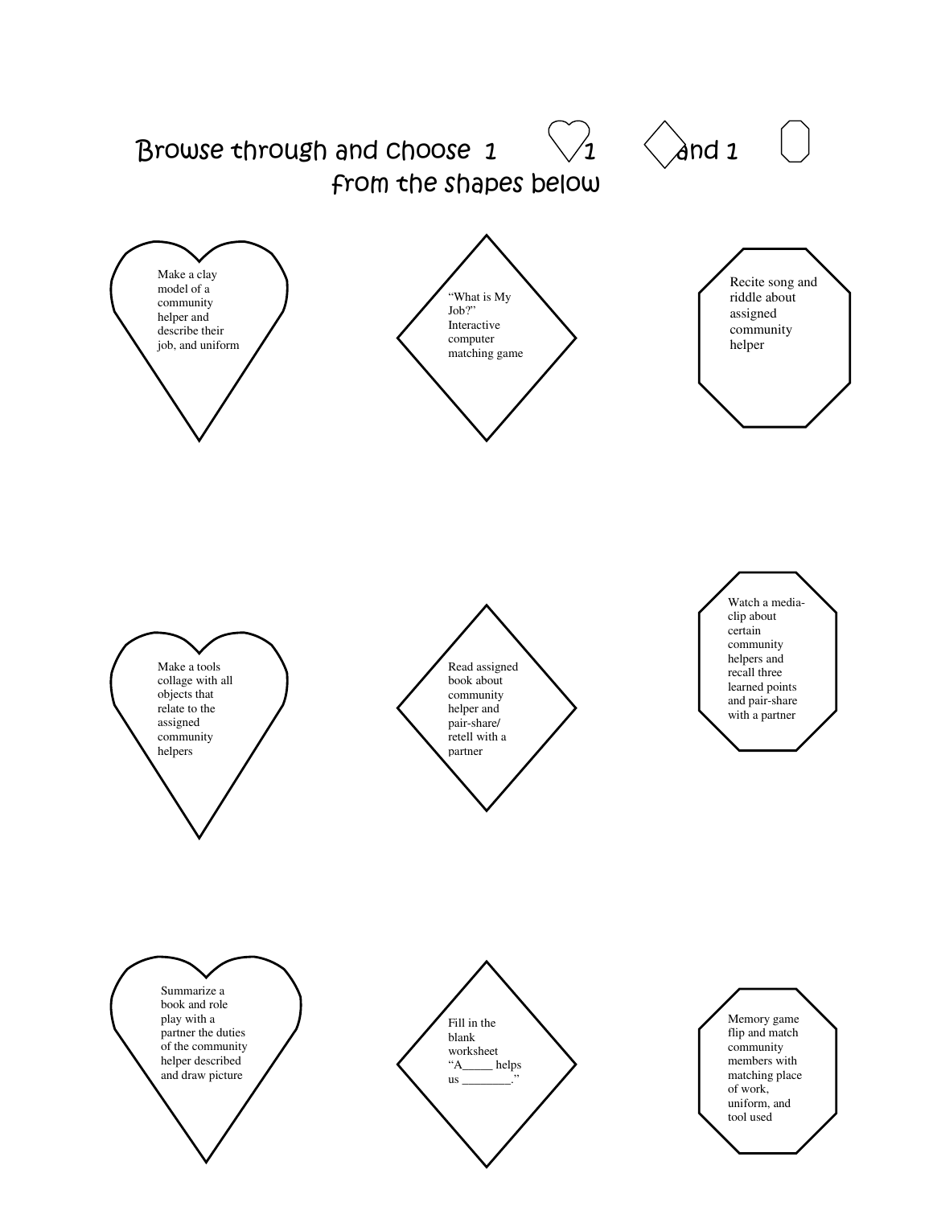# Browse through and choose 1 ♡ 1 ◇ and 1 ⬡ from the shapes below

Make a clay model of a community helper and describe their job, and uniform

"What is My Job?" Interactive computer matching game

Recite song and riddle about assigned community helper

Make a tools collage with all objects that relate to the assigned community helpers

Read assigned book about community helper and pair-share/ retell with a partner

Watch a media-clip about certain community helpers and recall three learned points and pair-share with a partner

Summarize a book and role play with a partner the duties of the community helper described and draw picture

Fill in the blank worksheet "A_____ helps us ________."

Memory game flip and match community members with matching place of work, uniform, and tool used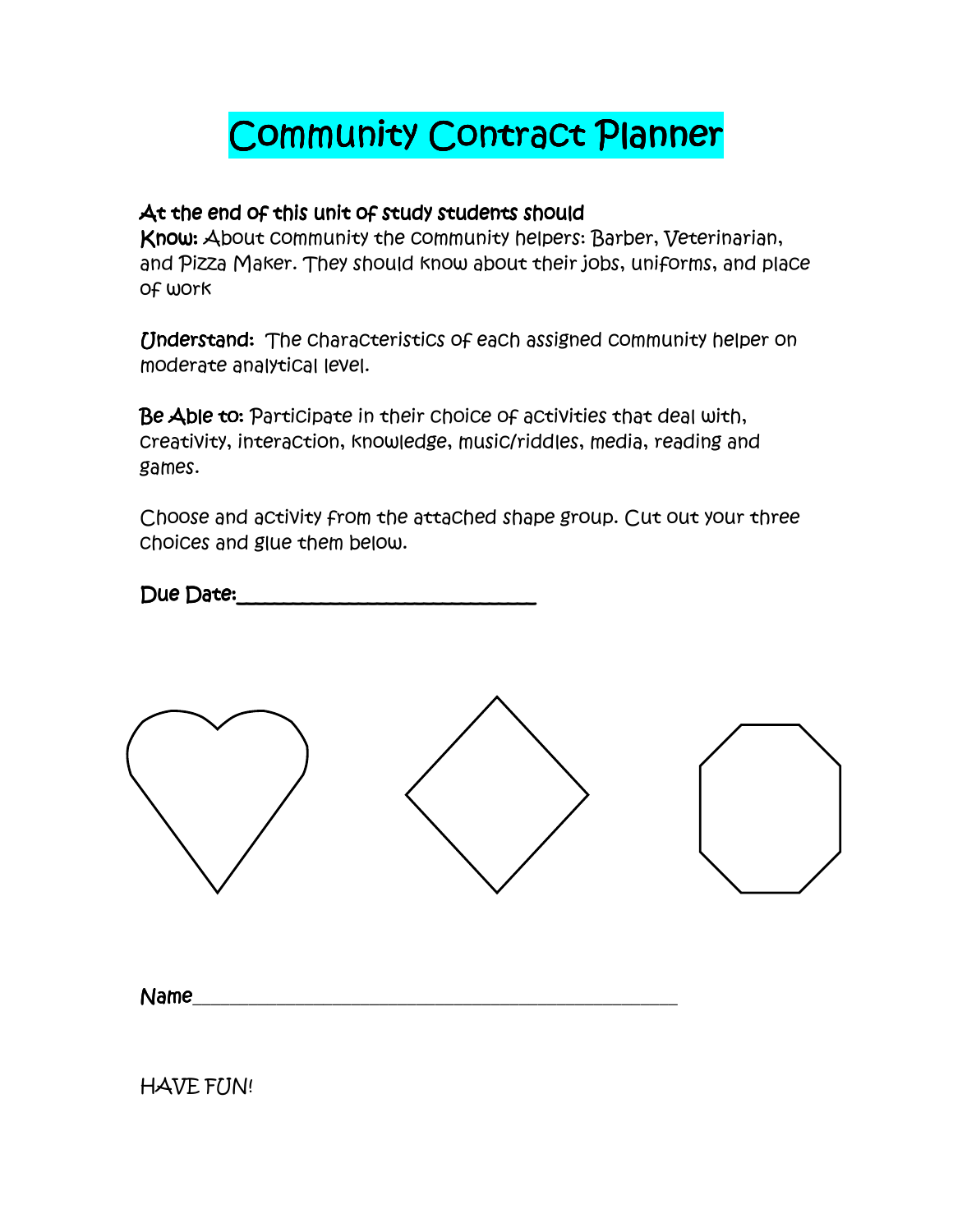# Community Contract Planner

**At the end of this unit of study students should**
**Know:** About community the community helpers: Barber, Veterinarian, and Pizza Maker. They should know about their jobs, uniforms, and place of work

**Understand:** The characteristics of each assigned community helper on moderate analytical level.

**Be Able to:** Participate in their choice of activities that deal with, creativity, interaction, knowledge, music/riddles, media, reading and games.

Choose and activity from the attached shape group. Cut out your three choices and glue them below.

**Due Date:**\_\_\_\_\_\_\_\_\_\_\_\_\_\_\_\_\_\_\_\_\_\_\_\_\_\_\_\_

**Name**\_\_\_\_\_\_\_\_\_\_\_\_\_\_\_\_\_\_\_\_\_\_\_\_\_\_\_\_\_\_\_\_\_\_\_\_\_\_\_\_\_\_\_\_

HAVE FUN!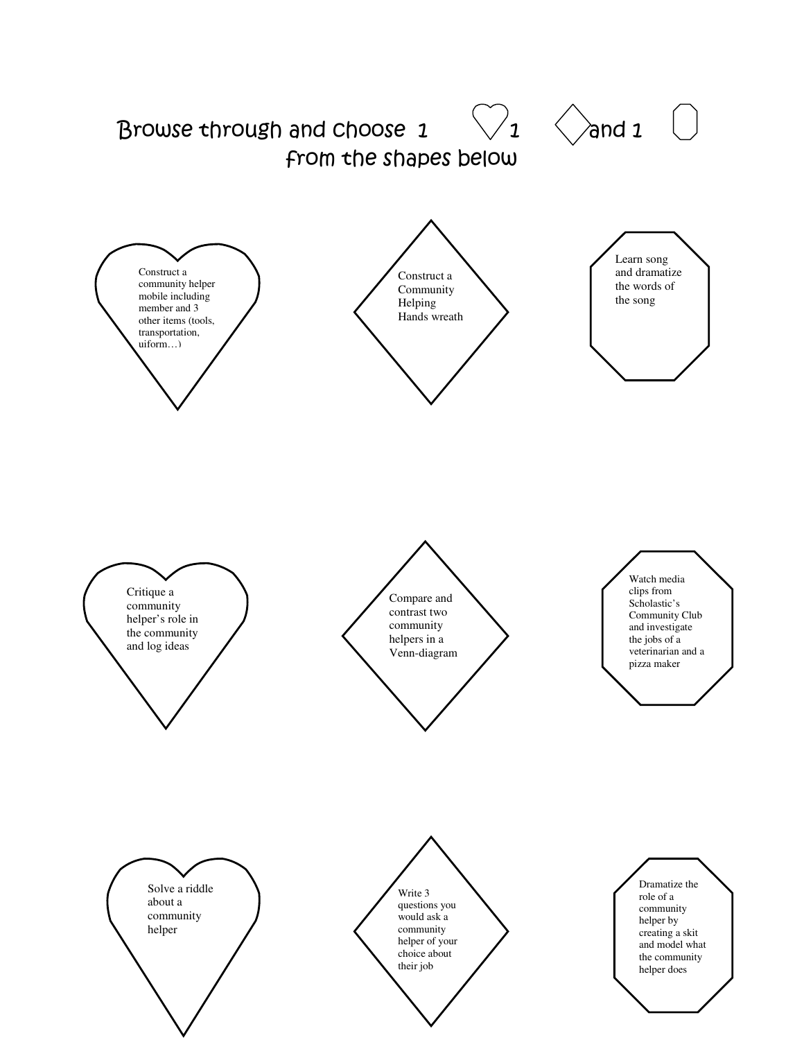Browse through and choose 1 ♡ 1 ◇ and 1 ⬡ from the shapes below

Construct a community helper mobile including member and 3 other items (tools, transportation, uiform…)

Construct a Community Helping Hands wreath

Learn song and dramatize the words of the song

Critique a community helper's role in the community and log ideas

Compare and contrast two community helpers in a Venn-diagram

Watch media clips from Scholastic's Community Club and investigate the jobs of a veterinarian and a pizza maker

Solve a riddle about a community helper

Write 3 questions you would ask a community helper of your choice about their job

Dramatize the role of a community helper by creating a skit and model what the community helper does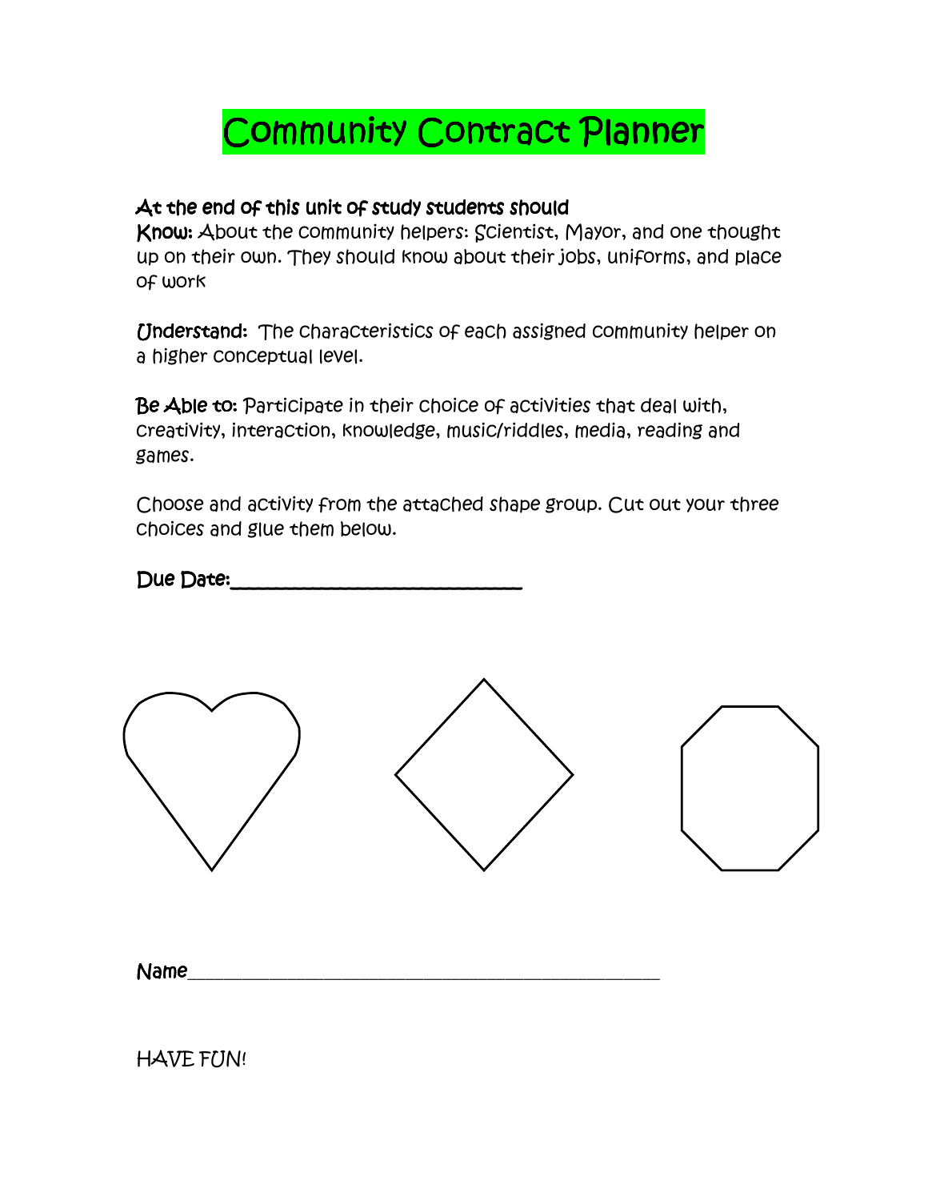# Community Contract Planner

**At the end of this unit of study students should**
**Know:** About the community helpers: Scientist, Mayor, and one thought up on their own. They should know about their jobs, uniforms, and place of work

**Understand:** The characteristics of each assigned community helper on a higher conceptual level.

**Be Able to:** Participate in their choice of activities that deal with, creativity, interaction, knowledge, music/riddles, media, reading and games.

Choose and activity from the attached shape group. Cut out your three choices and glue them below.

**Due Date:**______________________________

**Name**_________________________________________________

HAVE FUN!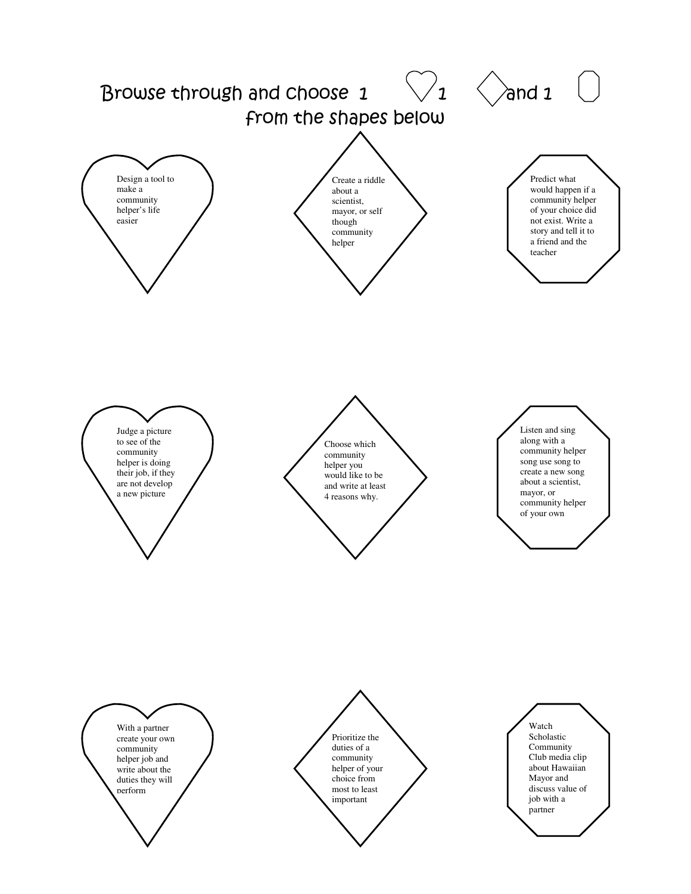# Browse through and choose 1 ♡ 1 ◇ and 1 octagon from the shapes below

| Heart | Diamond | Octagon |
| --- | --- | --- |
| Design a tool to make a community helper's life easier | Create a riddle about a scientist, mayor, or self though community helper | Predict what would happen if a community helper of your choice did not exist. Write a story and tell it to a friend and the teacher |
| Judge a picture to see of the community helper is doing their job, if they are not develop a new picture | Choose which community helper you would like to be and write at least 4 reasons why. | Listen and sing along with a community helper song use song to create a new song about a scientist, mayor, or community helper of your own |
| With a partner create your own community helper job and write about the duties they will perform | Prioritize the duties of a community helper of your choice from most to least important | Watch Scholastic Community Club media clip about Hawaiian Mayor and discuss value of job with a partner |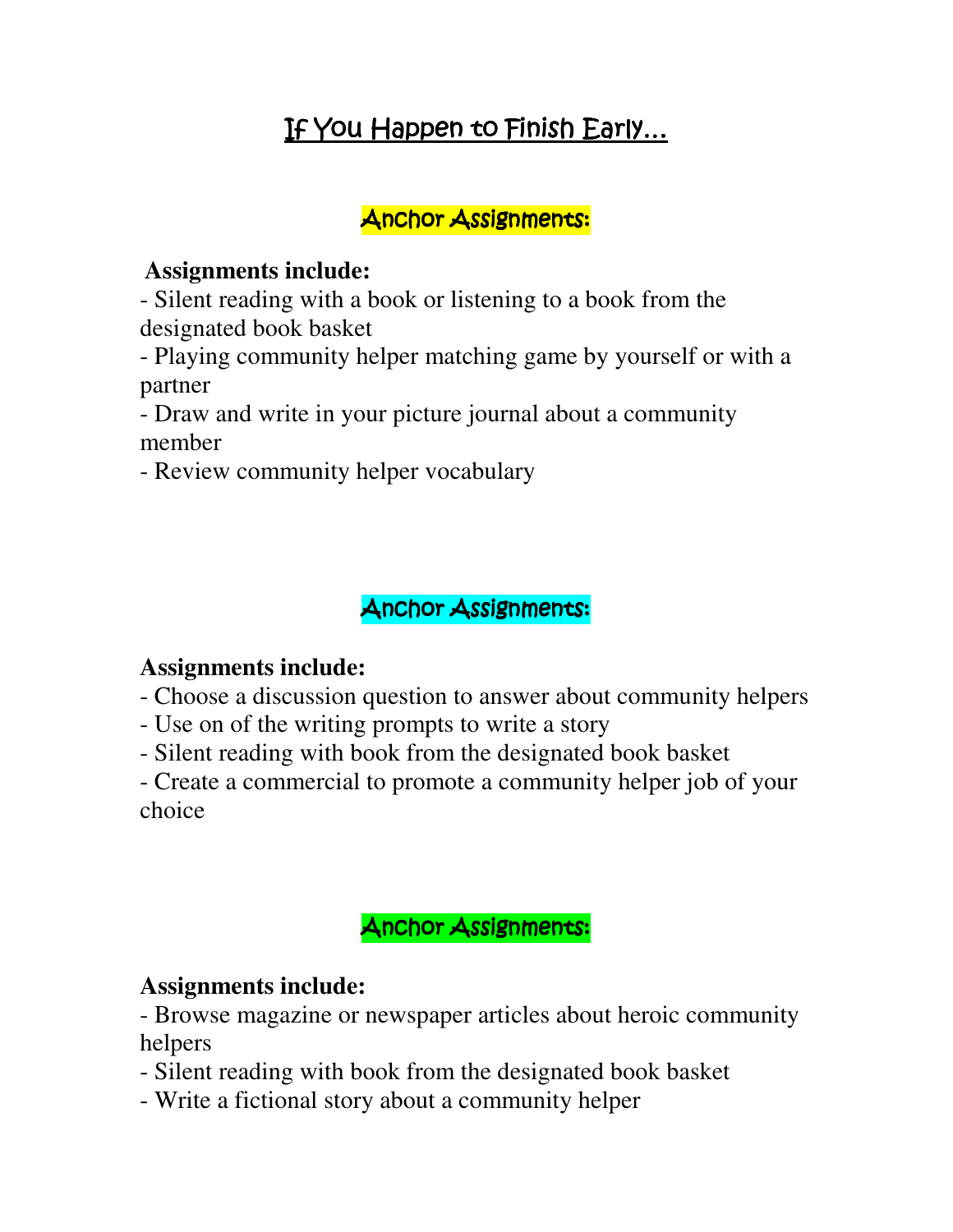# If You Happen to Finish Early…

## Anchor Assignments:

**Assignments include:**

- Silent reading with a book or listening to a book from the designated book basket
- Playing community helper matching game by yourself or with a partner
- Draw and write in your picture journal about a community member
- Review community helper vocabulary

## Anchor Assignments:

**Assignments include:**

- Choose a discussion question to answer about community helpers
- Use on of the writing prompts to write a story
- Silent reading with book from the designated book basket
- Create a commercial to promote a community helper job of your choice

## Anchor Assignments:

**Assignments include:**

- Browse magazine or newspaper articles about heroic community helpers
- Silent reading with book from the designated book basket
- Write a fictional story about a community helper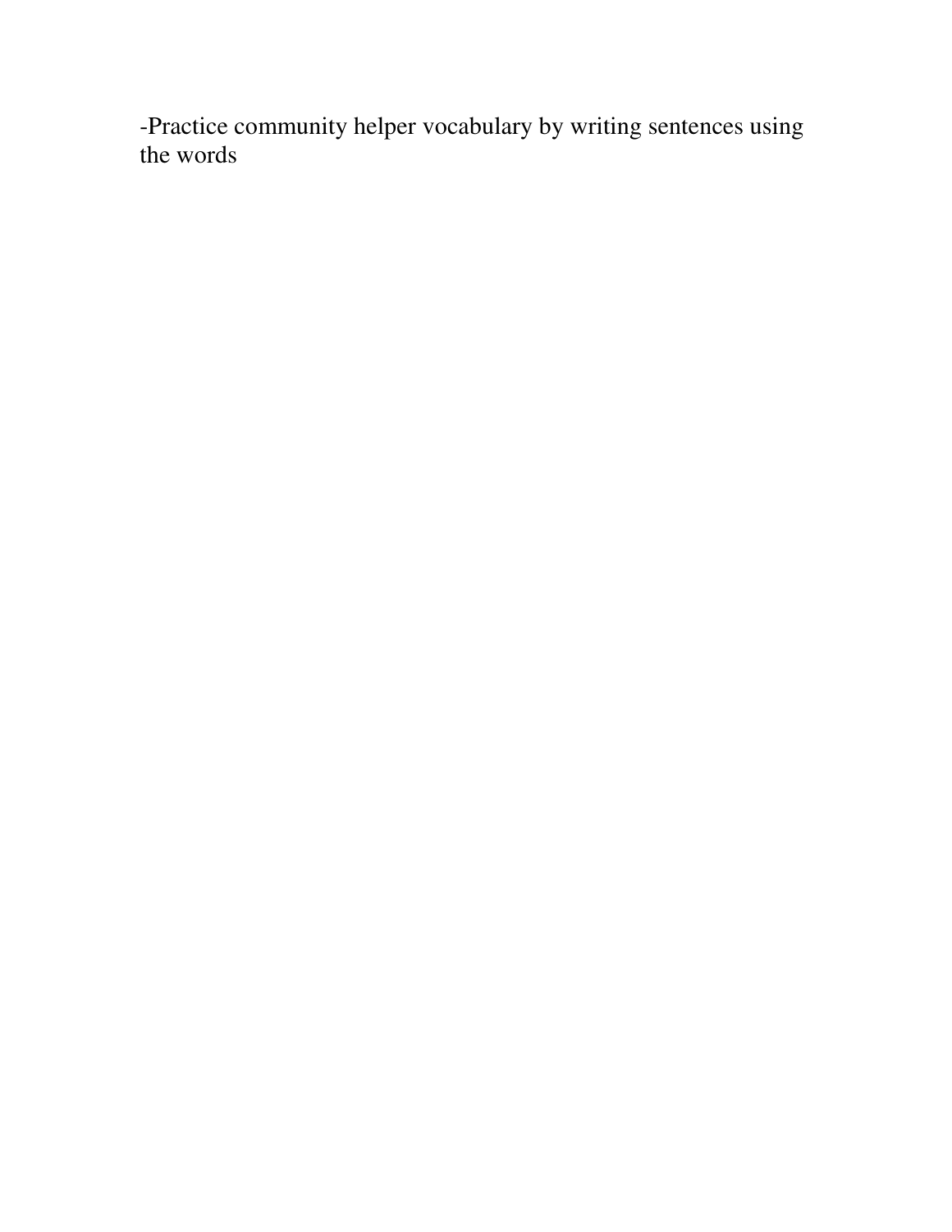-Practice community helper vocabulary by writing sentences using the words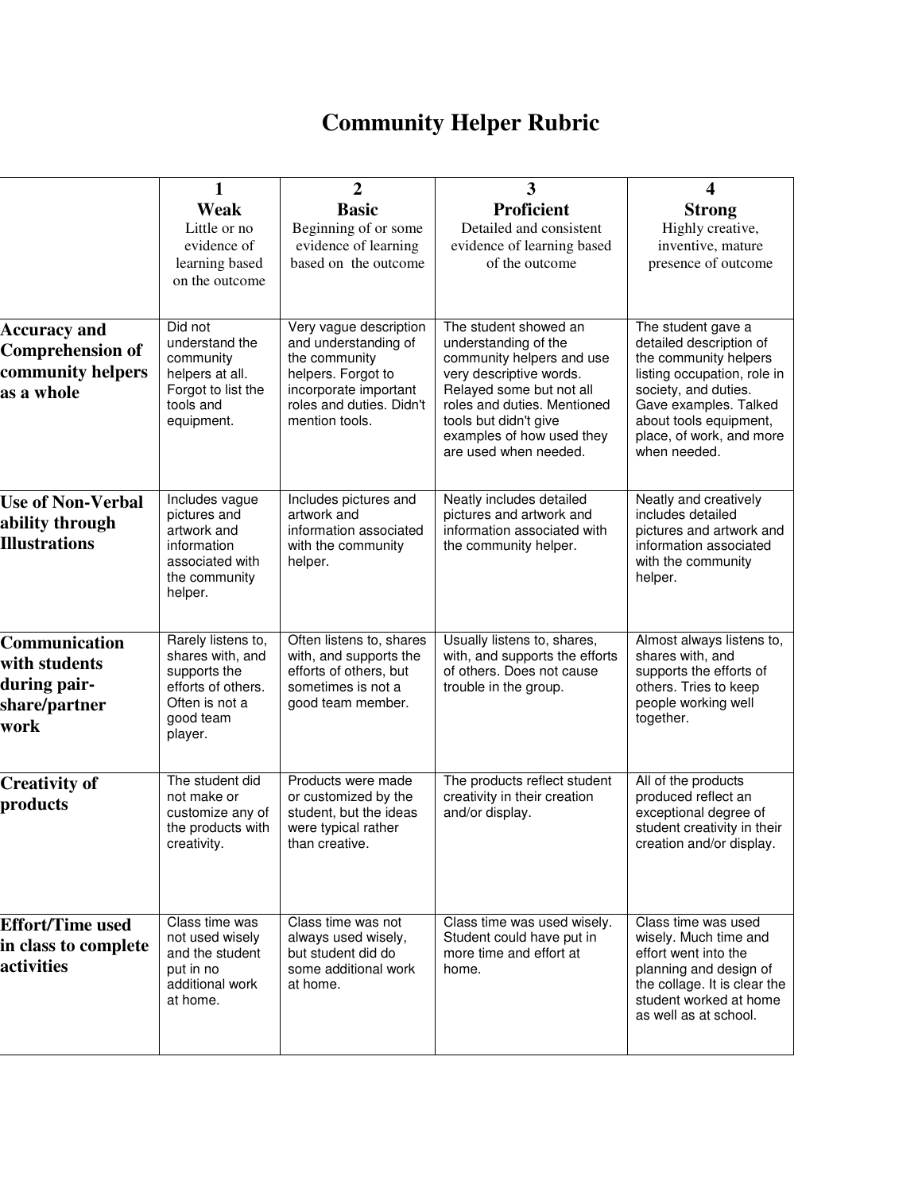# Community Helper Rubric

| | 1<br>**Weak**<br>Little or no evidence of learning based on the outcome | 2<br>**Basic**<br>Beginning of or some evidence of learning based on the outcome | 3<br>**Proficient**<br>Detailed and consistent evidence of learning based of the outcome | 4<br>**Strong**<br>Highly creative, inventive, mature presence of outcome |
|---|---|---|---|---|
| **Accuracy and Comprehension of community helpers as a whole** | Did not understand the community helpers at all. Forgot to list the tools and equipment. | Very vague description and understanding of the community helpers. Forgot to incorporate important roles and duties. Didn't mention tools. | The student showed an understanding of the community helpers and use very descriptive words. Relayed some but not all roles and duties. Mentioned tools but didn't give examples of how used they are used when needed. | The student gave a detailed description of the community helpers listing occupation, role in society, and duties. Gave examples. Talked about tools equipment, place, of work, and more when needed. |
| **Use of Non-Verbal ability through Illustrations** | Includes vague pictures and artwork and information associated with the community helper. | Includes pictures and artwork and information associated with the community helper. | Neatly includes detailed pictures and artwork and information associated with the community helper. | Neatly and creatively includes detailed pictures and artwork and information associated with the community helper. |
| **Communication with students during pair-share/partner work** | Rarely listens to, shares with, and supports the efforts of others. Often is not a good team player. | Often listens to, shares with, and supports the efforts of others, but sometimes is not a good team member. | Usually listens to, shares, with, and supports the efforts of others. Does not cause trouble in the group. | Almost always listens to, shares with, and supports the efforts of others. Tries to keep people working well together. |
| **Creativity of products** | The student did not make or customize any of the products with creativity. | Products were made or customized by the student, but the ideas were typical rather than creative. | The products reflect student creativity in their creation and/or display. | All of the products produced reflect an exceptional degree of student creativity in their creation and/or display. |
| **Effort/Time used in class to complete activities** | Class time was not used wisely and the student put in no additional work at home. | Class time was not always used wisely, but student did do some additional work at home. | Class time was used wisely. Student could have put in more time and effort at home. | Class time was used wisely. Much time and effort went into the planning and design of the collage. It is clear the student worked at home as well as at school. |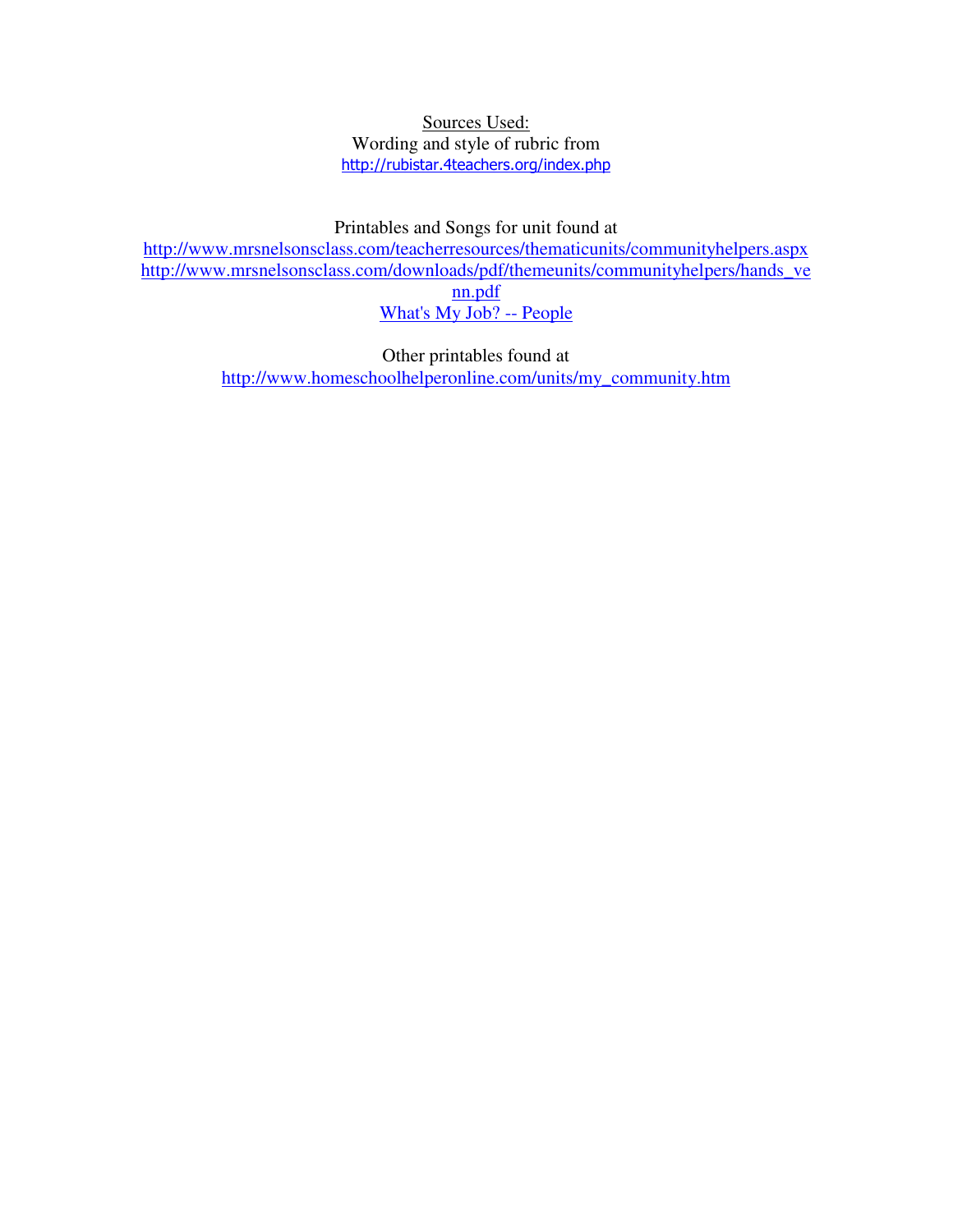Sources Used:

Wording and style of rubric from
http://rubistar.4teachers.org/index.php

Printables and Songs for unit found at
http://www.mrsnelsonsclass.com/teacherresources/thematicunits/communityhelpers.aspx
http://www.mrsnelsonsclass.com/downloads/pdf/themeunits/communityhelpers/hands_venn.pdf
What's My Job? -- People

Other printables found at
http://www.homeschoolhelperonline.com/units/my_community.htm